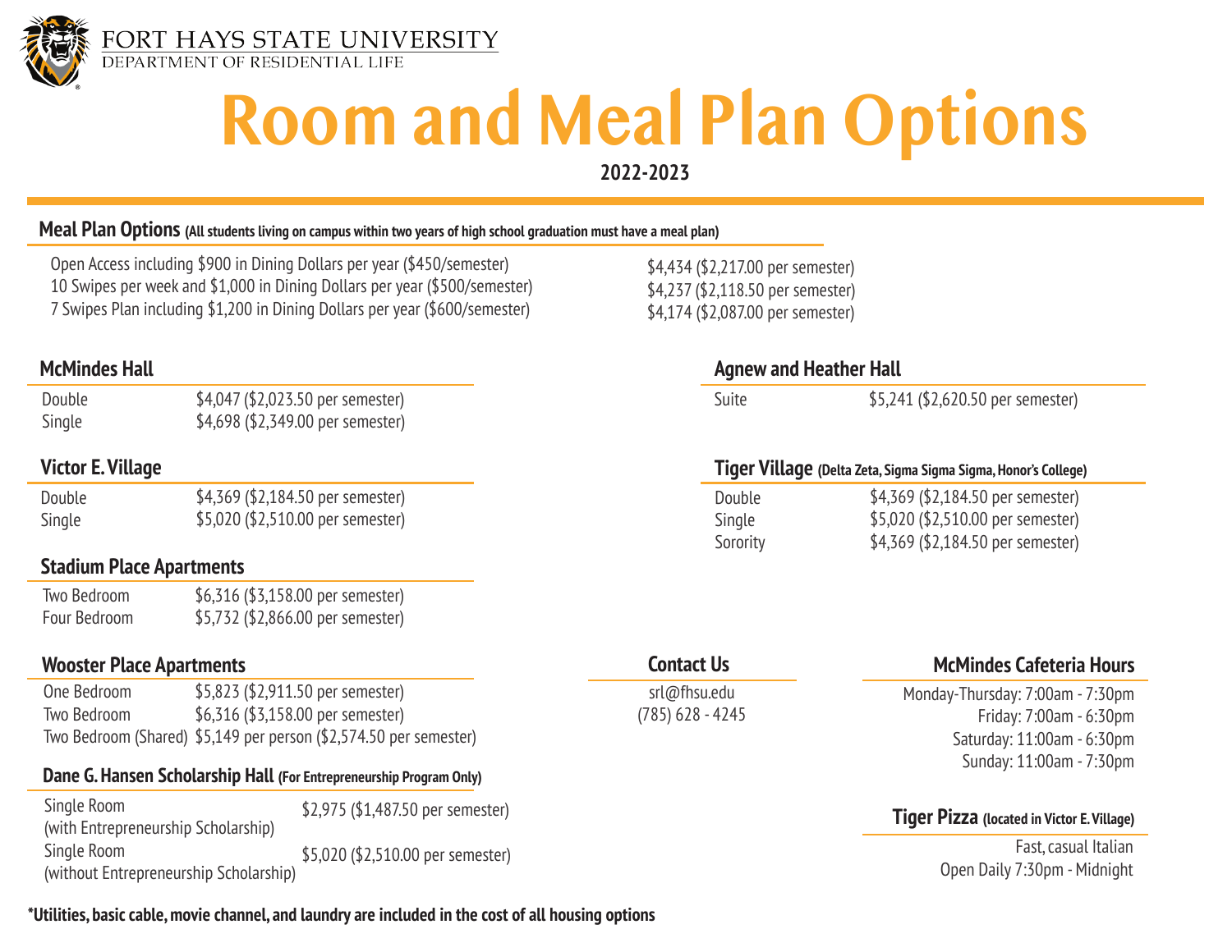FORT HAYS STATE UNIVERSITY
DEPARTMENT OF RESIDENTIAL LIFE

# Room and Meal Plan Options

**2022-2023**

## Meal Plan Options (All students living on campus within two years of high school graduation must have a meal plan)

| | |
|---|---|
| Open Access including $900 in Dining Dollars per year ($450/semester) | $4,434 ($2,217.00 per semester) |
| 10 Swipes per week and $1,000 in Dining Dollars per year ($500/semester) | $4,237 ($2,118.50 per semester) |
| 7 Swipes Plan including $1,200 in Dining Dollars per year ($600/semester) | $4,174 ($2,087.00 per semester) |

### McMindes Hall

| | |
|---|---|
| Double | $4,047 ($2,023.50 per semester) |
| Single | $4,698 ($2,349.00 per semester) |

### Victor E. Village

| | |
|---|---|
| Double | $4,369 ($2,184.50 per semester) |
| Single | $5,020 ($2,510.00 per semester) |

### Stadium Place Apartments

| | |
|---|---|
| Two Bedroom | $6,316 ($3,158.00 per semester) |
| Four Bedroom | $5,732 ($2,866.00 per semester) |

### Wooster Place Apartments

| | |
|---|---|
| One Bedroom | $5,823 ($2,911.50 per semester) |
| Two Bedroom | $6,316 ($3,158.00 per semester) |
| Two Bedroom (Shared) | $5,149 per person ($2,574.50 per semester) |

### Dane G. Hansen Scholarship Hall (For Entrepreneurship Program Only)

| | |
|---|---|
| Single Room (with Entrepreneurship Scholarship) | $2,975 ($1,487.50 per semester) |
| Single Room (without Entrepreneurship Scholarship) | $5,020 ($2,510.00 per semester) |

### Agnew and Heather Hall

| | |
|---|---|
| Suite | $5,241 ($2,620.50 per semester) |

### Tiger Village (Delta Zeta, Sigma Sigma Sigma, Honor's College)

| | |
|---|---|
| Double | $4,369 ($2,184.50 per semester) |
| Single | $5,020 ($2,510.00 per semester) |
| Sorority | $4,369 ($2,184.50 per semester) |

### Contact Us

srl@fhsu.edu
(785) 628 - 4245

### McMindes Cafeteria Hours

Monday-Thursday: 7:00am - 7:30pm
Friday: 7:00am - 6:30pm
Saturday: 11:00am - 6:30pm
Sunday: 11:00am - 7:30pm

### Tiger Pizza (located in Victor E. Village)

Fast, casual Italian
Open Daily 7:30pm - Midnight

***Utilities, basic cable, movie channel, and laundry are included in the cost of all housing options**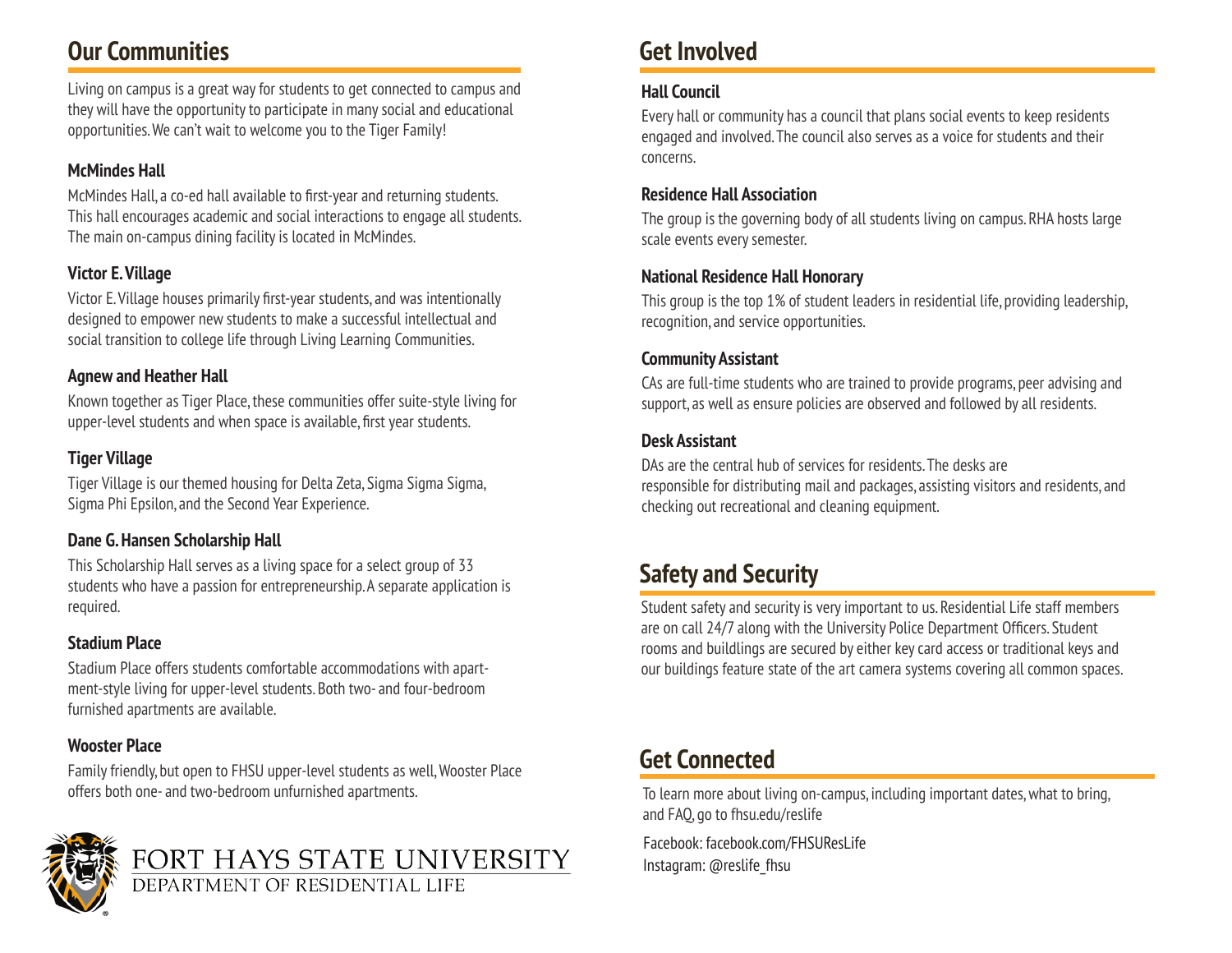## Our Communities

Living on campus is a great way for students to get connected to campus and they will have the opportunity to participate in many social and educational opportunities. We can't wait to welcome you to the Tiger Family!

### McMindes Hall

McMindes Hall, a co-ed hall available to first-year and returning students. This hall encourages academic and social interactions to engage all students. The main on-campus dining facility is located in McMindes.

### Victor E. Village

Victor E. Village houses primarily first-year students, and was intentionally designed to empower new students to make a successful intellectual and social transition to college life through Living Learning Communities.

### Agnew and Heather Hall

Known together as Tiger Place, these communities offer suite-style living for upper-level students and when space is available, first year students.

### Tiger Village

Tiger Village is our themed housing for Delta Zeta, Sigma Sigma Sigma, Sigma Phi Epsilon, and the Second Year Experience.

### Dane G. Hansen Scholarship Hall

This Scholarship Hall serves as a living space for a select group of 33 students who have a passion for entrepreneurship. A separate application is required.

### Stadium Place

Stadium Place offers students comfortable accommodations with apartment-style living for upper-level students. Both two- and four-bedroom furnished apartments are available.

### Wooster Place

Family friendly, but open to FHSU upper-level students as well, Wooster Place offers both one- and two-bedroom unfurnished apartments.

FORT HAYS STATE UNIVERSITY
DEPARTMENT OF RESIDENTIAL LIFE

## Get Involved

### Hall Council

Every hall or community has a council that plans social events to keep residents engaged and involved. The council also serves as a voice for students and their concerns.

### Residence Hall Association

The group is the governing body of all students living on campus. RHA hosts large scale events every semester.

### National Residence Hall Honorary

This group is the top 1% of student leaders in residential life, providing leadership, recognition, and service opportunities.

### Community Assistant

CAs are full-time students who are trained to provide programs, peer advising and support, as well as ensure policies are observed and followed by all residents.

### Desk Assistant

DAs are the central hub of services for residents. The desks are responsible for distributing mail and packages, assisting visitors and residents, and checking out recreational and cleaning equipment.

## Safety and Security

Student safety and security is very important to us. Residential Life staff members are on call 24/7 along with the University Police Department Officers. Student rooms and buildlings are secured by either key card access or traditional keys and our buildings feature state of the art camera systems covering all common spaces.

## Get Connected

To learn more about living on-campus, including important dates, what to bring, and FAQ, go to fhsu.edu/reslife

Facebook: facebook.com/FHSUResLife
Instagram: @reslife_fhsu